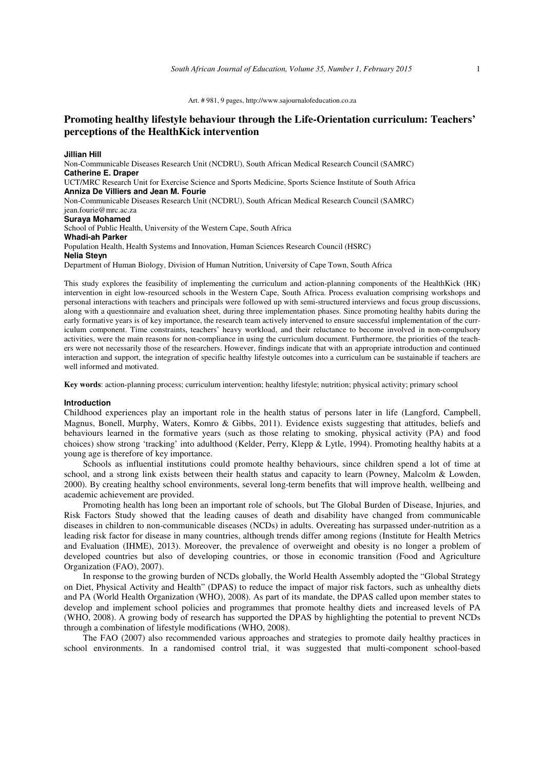Art. # 981, 9 pages, http://www.sajournalofeducation.co.za

# Promoting healthy lifestyle behaviour through the Life-Orientation curriculum: Teachers' perceptions of the HealthKick intervention

**Jillian Hill**
Non-Communicable Diseases Research Unit (NCDRU), South African Medical Research Council (SAMRC)
**Catherine E. Draper**
UCT/MRC Research Unit for Exercise Science and Sports Medicine, Sports Science Institute of South Africa
**Anniza De Villiers and Jean M. Fourie**
Non-Communicable Diseases Research Unit (NCDRU), South African Medical Research Council (SAMRC)
jean.fourie@mrc.ac.za
**Suraya Mohamed**
School of Public Health, University of the Western Cape, South Africa
**Whadi-ah Parker**
Population Health, Health Systems and Innovation, Human Sciences Research Council (HSRC)
**Nelia Steyn**
Department of Human Biology, Division of Human Nutrition, University of Cape Town, South Africa

This study explores the feasibility of implementing the curriculum and action-planning components of the HealthKick (HK) intervention in eight low-resourced schools in the Western Cape, South Africa. Process evaluation comprising workshops and personal interactions with teachers and principals were followed up with semi-structured interviews and focus group discussions, along with a questionnaire and evaluation sheet, during three implementation phases. Since promoting healthy habits during the early formative years is of key importance, the research team actively intervened to ensure successful implementation of the curriculum component. Time constraints, teachers' heavy workload, and their reluctance to become involved in non-compulsory activities, were the main reasons for non-compliance in using the curriculum document. Furthermore, the priorities of the teachers were not necessarily those of the researchers. However, findings indicate that with an appropriate introduction and continued interaction and support, the integration of specific healthy lifestyle outcomes into a curriculum can be sustainable if teachers are well informed and motivated.

**Key words**: action-planning process; curriculum intervention; healthy lifestyle; nutrition; physical activity; primary school

## Introduction

Childhood experiences play an important role in the health status of persons later in life (Langford, Campbell, Magnus, Bonell, Murphy, Waters, Komro & Gibbs, 2011). Evidence exists suggesting that attitudes, beliefs and behaviours learned in the formative years (such as those relating to smoking, physical activity (PA) and food choices) show strong 'tracking' into adulthood (Kelder, Perry, Klepp & Lytle, 1994). Promoting healthy habits at a young age is therefore of key importance.

Schools as influential institutions could promote healthy behaviours, since children spend a lot of time at school, and a strong link exists between their health status and capacity to learn (Powney, Malcolm & Lowden, 2000). By creating healthy school environments, several long-term benefits that will improve health, wellbeing and academic achievement are provided.

Promoting health has long been an important role of schools, but The Global Burden of Disease, Injuries, and Risk Factors Study showed that the leading causes of death and disability have changed from communicable diseases in children to non-communicable diseases (NCDs) in adults. Overeating has surpassed under-nutrition as a leading risk factor for disease in many countries, although trends differ among regions (Institute for Health Metrics and Evaluation (IHME), 2013). Moreover, the prevalence of overweight and obesity is no longer a problem of developed countries but also of developing countries, or those in economic transition (Food and Agriculture Organization (FAO), 2007).

In response to the growing burden of NCDs globally, the World Health Assembly adopted the "Global Strategy on Diet, Physical Activity and Health" (DPAS) to reduce the impact of major risk factors, such as unhealthy diets and PA (World Health Organization (WHO), 2008). As part of its mandate, the DPAS called upon member states to develop and implement school policies and programmes that promote healthy diets and increased levels of PA (WHO, 2008). A growing body of research has supported the DPAS by highlighting the potential to prevent NCDs through a combination of lifestyle modifications (WHO, 2008).

The FAO (2007) also recommended various approaches and strategies to promote daily healthy practices in school environments. In a randomised control trial, it was suggested that multi-component school-based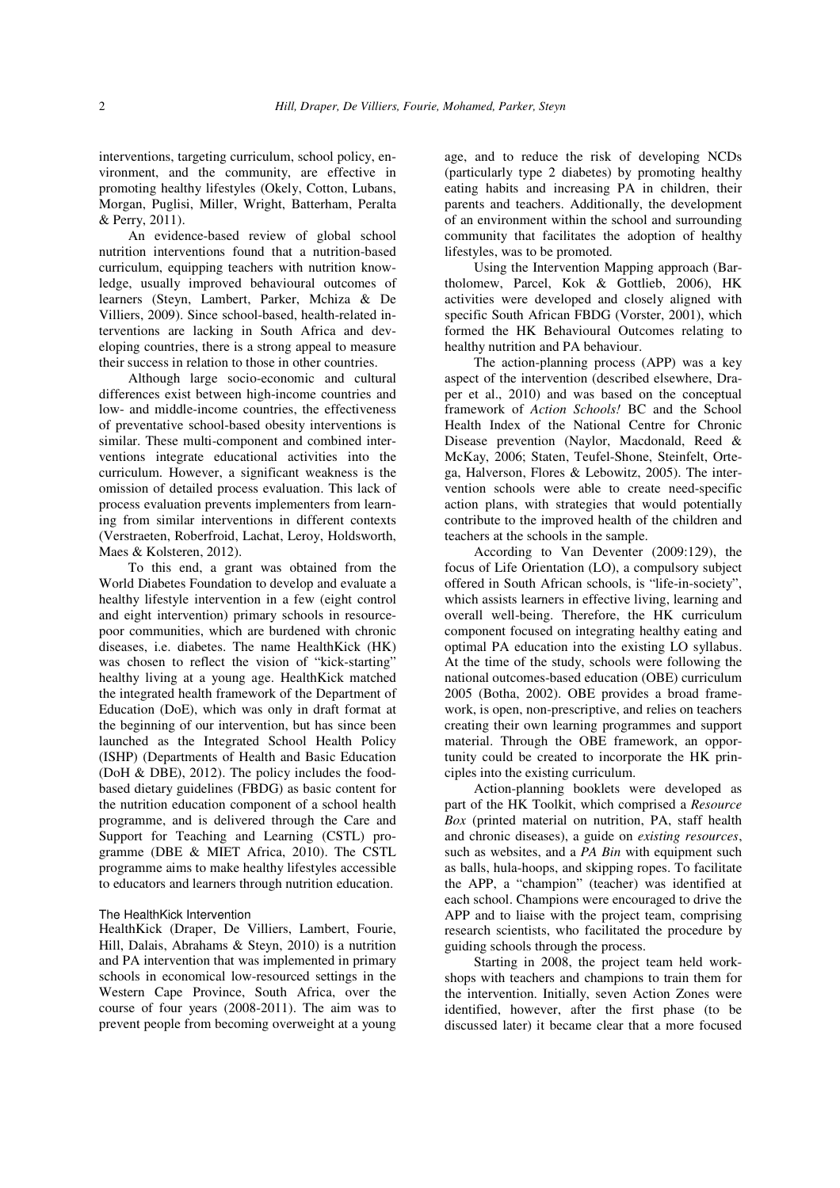interventions, targeting curriculum, school policy, environment, and the community, are effective in promoting healthy lifestyles (Okely, Cotton, Lubans, Morgan, Puglisi, Miller, Wright, Batterham, Peralta & Perry, 2011).

An evidence-based review of global school nutrition interventions found that a nutrition-based curriculum, equipping teachers with nutrition knowledge, usually improved behavioural outcomes of learners (Steyn, Lambert, Parker, Mchiza & De Villiers, 2009). Since school-based, health-related interventions are lacking in South Africa and developing countries, there is a strong appeal to measure their success in relation to those in other countries.

Although large socio-economic and cultural differences exist between high-income countries and low- and middle-income countries, the effectiveness of preventative school-based obesity interventions is similar. These multi-component and combined interventions integrate educational activities into the curriculum. However, a significant weakness is the omission of detailed process evaluation. This lack of process evaluation prevents implementers from learning from similar interventions in different contexts (Verstraeten, Roberfroid, Lachat, Leroy, Holdsworth, Maes & Kolsteren, 2012).

To this end, a grant was obtained from the World Diabetes Foundation to develop and evaluate a healthy lifestyle intervention in a few (eight control and eight intervention) primary schools in resource-poor communities, which are burdened with chronic diseases, i.e. diabetes. The name HealthKick (HK) was chosen to reflect the vision of "kick-starting" healthy living at a young age. HealthKick matched the integrated health framework of the Department of Education (DoE), which was only in draft format at the beginning of our intervention, but has since been launched as the Integrated School Health Policy (ISHP) (Departments of Health and Basic Education (DoH & DBE), 2012). The policy includes the food-based dietary guidelines (FBDG) as basic content for the nutrition education component of a school health programme, and is delivered through the Care and Support for Teaching and Learning (CSTL) programme (DBE & MIET Africa, 2010). The CSTL programme aims to make healthy lifestyles accessible to educators and learners through nutrition education.

### The HealthKick Intervention

HealthKick (Draper, De Villiers, Lambert, Fourie, Hill, Dalais, Abrahams & Steyn, 2010) is a nutrition and PA intervention that was implemented in primary schools in economical low-resourced settings in the Western Cape Province, South Africa, over the course of four years (2008-2011). The aim was to prevent people from becoming overweight at a young age, and to reduce the risk of developing NCDs (particularly type 2 diabetes) by promoting healthy eating habits and increasing PA in children, their parents and teachers. Additionally, the development of an environment within the school and surrounding community that facilitates the adoption of healthy lifestyles, was to be promoted.

Using the Intervention Mapping approach (Bartholomew, Parcel, Kok & Gottlieb, 2006), HK activities were developed and closely aligned with specific South African FBDG (Vorster, 2001), which formed the HK Behavioural Outcomes relating to healthy nutrition and PA behaviour.

The action-planning process (APP) was a key aspect of the intervention (described elsewhere, Draper et al., 2010) and was based on the conceptual framework of *Action Schools!* BC and the School Health Index of the National Centre for Chronic Disease prevention (Naylor, Macdonald, Reed & McKay, 2006; Staten, Teufel-Shone, Steinfelt, Ortega, Halverson, Flores & Lebowitz, 2005). The intervention schools were able to create need-specific action plans, with strategies that would potentially contribute to the improved health of the children and teachers at the schools in the sample.

According to Van Deventer (2009:129), the focus of Life Orientation (LO), a compulsory subject offered in South African schools, is "life-in-society", which assists learners in effective living, learning and overall well-being. Therefore, the HK curriculum component focused on integrating healthy eating and optimal PA education into the existing LO syllabus. At the time of the study, schools were following the national outcomes-based education (OBE) curriculum 2005 (Botha, 2002). OBE provides a broad framework, is open, non-prescriptive, and relies on teachers creating their own learning programmes and support material. Through the OBE framework, an opportunity could be created to incorporate the HK principles into the existing curriculum.

Action-planning booklets were developed as part of the HK Toolkit, which comprised a *Resource Box* (printed material on nutrition, PA, staff health and chronic diseases), a guide on *existing resources*, such as websites, and a *PA Bin* with equipment such as balls, hula-hoops, and skipping ropes. To facilitate the APP, a "champion" (teacher) was identified at each school. Champions were encouraged to drive the APP and to liaise with the project team, comprising research scientists, who facilitated the procedure by guiding schools through the process.

Starting in 2008, the project team held workshops with teachers and champions to train them for the intervention. Initially, seven Action Zones were identified, however, after the first phase (to be discussed later) it became clear that a more focused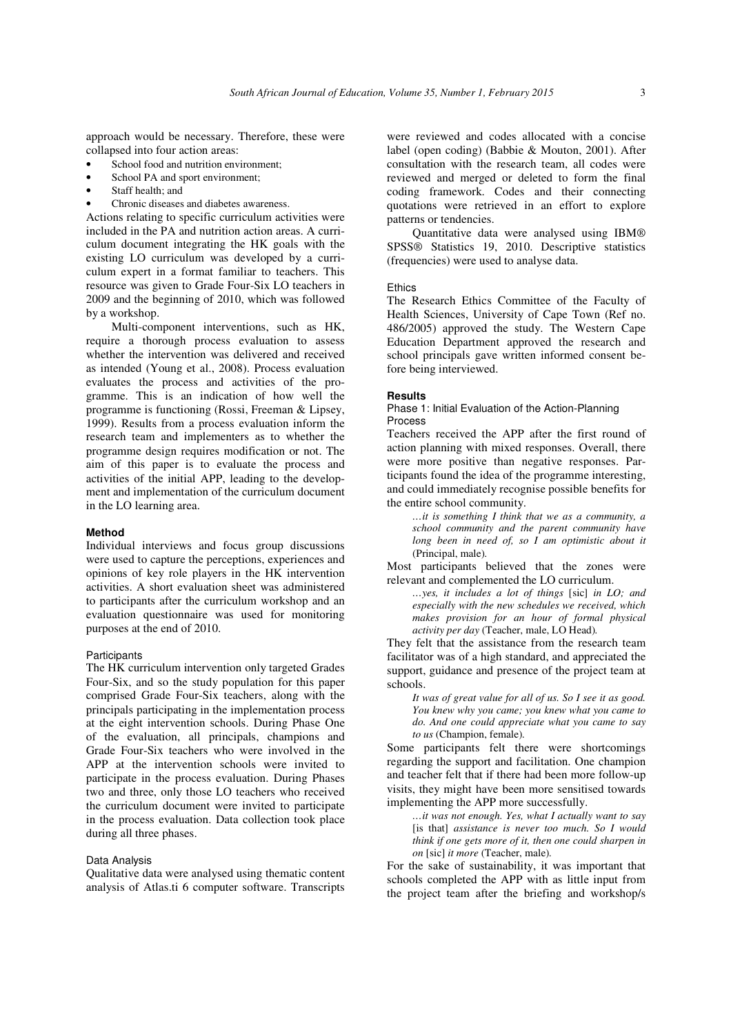approach would be necessary. Therefore, these were collapsed into four action areas:

- School food and nutrition environment;
- School PA and sport environment;
- Staff health; and
- Chronic diseases and diabetes awareness.

Actions relating to specific curriculum activities were included in the PA and nutrition action areas. A curriculum document integrating the HK goals with the existing LO curriculum was developed by a curriculum expert in a format familiar to teachers. This resource was given to Grade Four-Six LO teachers in 2009 and the beginning of 2010, which was followed by a workshop.

Multi-component interventions, such as HK, require a thorough process evaluation to assess whether the intervention was delivered and received as intended (Young et al., 2008). Process evaluation evaluates the process and activities of the programme. This is an indication of how well the programme is functioning (Rossi, Freeman & Lipsey, 1999). Results from a process evaluation inform the research team and implementers as to whether the programme design requires modification or not. The aim of this paper is to evaluate the process and activities of the initial APP, leading to the development and implementation of the curriculum document in the LO learning area.

## Method

Individual interviews and focus group discussions were used to capture the perceptions, experiences and opinions of key role players in the HK intervention activities. A short evaluation sheet was administered to participants after the curriculum workshop and an evaluation questionnaire was used for monitoring purposes at the end of 2010.

### Participants

The HK curriculum intervention only targeted Grades Four-Six, and so the study population for this paper comprised Grade Four-Six teachers, along with the principals participating in the implementation process at the eight intervention schools. During Phase One of the evaluation, all principals, champions and Grade Four-Six teachers who were involved in the APP at the intervention schools were invited to participate in the process evaluation. During Phases two and three, only those LO teachers who received the curriculum document were invited to participate in the process evaluation. Data collection took place during all three phases.

### Data Analysis

Qualitative data were analysed using thematic content analysis of Atlas.ti 6 computer software. Transcripts were reviewed and codes allocated with a concise label (open coding) (Babbie & Mouton, 2001). After consultation with the research team, all codes were reviewed and merged or deleted to form the final coding framework. Codes and their connecting quotations were retrieved in an effort to explore patterns or tendencies.

Quantitative data were analysed using IBM® SPSS® Statistics 19, 2010. Descriptive statistics (frequencies) were used to analyse data.

### Ethics

The Research Ethics Committee of the Faculty of Health Sciences, University of Cape Town (Ref no. 486/2005) approved the study. The Western Cape Education Department approved the research and school principals gave written informed consent before being interviewed.

## Results

### Phase 1: Initial Evaluation of the Action-Planning Process

Teachers received the APP after the first round of action planning with mixed responses. Overall, there were more positive than negative responses. Participants found the idea of the programme interesting, and could immediately recognise possible benefits for the entire school community.

> *…it is something I think that we as a community, a school community and the parent community have long been in need of, so I am optimistic about it* (Principal, male).

Most participants believed that the zones were relevant and complemented the LO curriculum.

> *…yes, it includes a lot of things* [sic] *in LO; and especially with the new schedules we received, which makes provision for an hour of formal physical activity per day* (Teacher, male, LO Head).

They felt that the assistance from the research team facilitator was of a high standard, and appreciated the support, guidance and presence of the project team at schools.

> *It was of great value for all of us. So I see it as good. You knew why you came; you knew what you came to do. And one could appreciate what you came to say to us* (Champion, female).

Some participants felt there were shortcomings regarding the support and facilitation. One champion and teacher felt that if there had been more follow-up visits, they might have been more sensitised towards implementing the APP more successfully.

> *…it was not enough. Yes, what I actually want to say* [is that] *assistance is never too much. So I would think if one gets more of it, then one could sharpen in on* [sic] *it more* (Teacher, male).

For the sake of sustainability, it was important that schools completed the APP with as little input from the project team after the briefing and workshop/s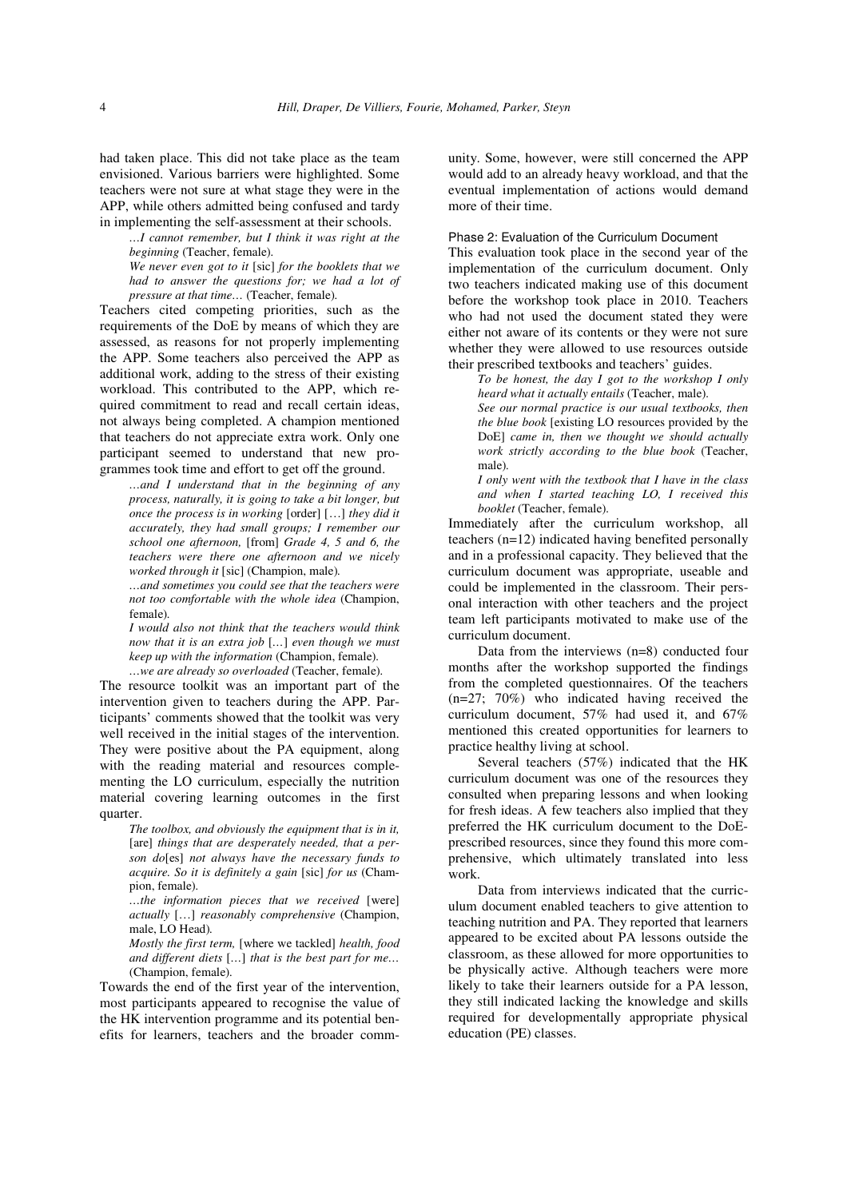had taken place. This did not take place as the team envisioned. Various barriers were highlighted. Some teachers were not sure at what stage they were in the APP, while others admitted being confused and tardy in implementing the self-assessment at their schools.

> *…I cannot remember, but I think it was right at the beginning* (Teacher, female).
>
> *We never even got to it* [sic] *for the booklets that we had to answer the questions for; we had a lot of pressure at that time…* (Teacher, female).

Teachers cited competing priorities, such as the requirements of the DoE by means of which they are assessed, as reasons for not properly implementing the APP. Some teachers also perceived the APP as additional work, adding to the stress of their existing workload. This contributed to the APP, which required commitment to read and recall certain ideas, not always being completed. A champion mentioned that teachers do not appreciate extra work. Only one participant seemed to understand that new programmes took time and effort to get off the ground.

> *…and I understand that in the beginning of any process, naturally, it is going to take a bit longer, but once the process is in working* [order] […] *they did it accurately, they had small groups; I remember our school one afternoon,* [from] *Grade 4, 5 and 6, the teachers were there one afternoon and we nicely worked through it* [sic] (Champion, male).
>
> *…and sometimes you could see that the teachers were not too comfortable with the whole idea* (Champion, female).
>
> *I would also not think that the teachers would think now that it is an extra job* […] *even though we must keep up with the information* (Champion, female).
>
> *…we are already so overloaded* (Teacher, female).

The resource toolkit was an important part of the intervention given to teachers during the APP. Participants' comments showed that the toolkit was very well received in the initial stages of the intervention. They were positive about the PA equipment, along with the reading material and resources complementing the LO curriculum, especially the nutrition material covering learning outcomes in the first quarter.

> *The toolbox, and obviously the equipment that is in it,* [are] *things that are desperately needed, that a person do*[es] *not always have the necessary funds to acquire. So it is definitely a gain* [sic] *for us* (Champion, female).
>
> *…the information pieces that we received* [were] *actually* […] *reasonably comprehensive* (Champion, male, LO Head).
>
> *Mostly the first term,* [where we tackled] *health, food and different diets* […] *that is the best part for me…* (Champion, female).

Towards the end of the first year of the intervention, most participants appeared to recognise the value of the HK intervention programme and its potential benefits for learners, teachers and the broader community. Some, however, were still concerned the APP would add to an already heavy workload, and that the eventual implementation of actions would demand more of their time.

### Phase 2: Evaluation of the Curriculum Document

This evaluation took place in the second year of the implementation of the curriculum document. Only two teachers indicated making use of this document before the workshop took place in 2010. Teachers who had not used the document stated they were either not aware of its contents or they were not sure whether they were allowed to use resources outside their prescribed textbooks and teachers' guides.

> *To be honest, the day I got to the workshop I only heard what it actually entails* (Teacher, male).
>
> *See our normal practice is our usual textbooks, then the blue book* [existing LO resources provided by the DoE] *came in, then we thought we should actually work strictly according to the blue book* (Teacher, male).
>
> *I only went with the textbook that I have in the class and when I started teaching LO, I received this booklet* (Teacher, female).

Immediately after the curriculum workshop, all teachers (n=12) indicated having benefited personally and in a professional capacity. They believed that the curriculum document was appropriate, useable and could be implemented in the classroom. Their personal interaction with other teachers and the project team left participants motivated to make use of the curriculum document.

Data from the interviews (n=8) conducted four months after the workshop supported the findings from the completed questionnaires. Of the teachers (n=27; 70%) who indicated having received the curriculum document, 57% had used it, and 67% mentioned this created opportunities for learners to practice healthy living at school.

Several teachers (57%) indicated that the HK curriculum document was one of the resources they consulted when preparing lessons and when looking for fresh ideas. A few teachers also implied that they preferred the HK curriculum document to the DoE-prescribed resources, since they found this more comprehensive, which ultimately translated into less work.

Data from interviews indicated that the curriculum document enabled teachers to give attention to teaching nutrition and PA. They reported that learners appeared to be excited about PA lessons outside the classroom, as these allowed for more opportunities to be physically active. Although teachers were more likely to take their learners outside for a PA lesson, they still indicated lacking the knowledge and skills required for developmentally appropriate physical education (PE) classes.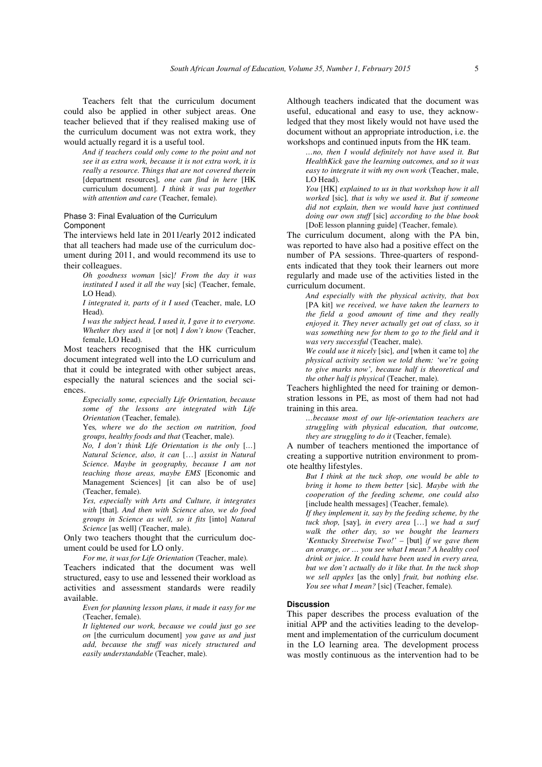Teachers felt that the curriculum document could also be applied in other subject areas. One teacher believed that if they realised making use of the curriculum document was not extra work, they would actually regard it is a useful tool.

> *And if teachers could only come to the point and not see it as extra work, because it is not extra work, it is really a resource. Things that are not covered therein* [department resources]*, one can find in here* [HK curriculum document]*. I think it was put together with attention and care* (Teacher, female).

#### Phase 3: Final Evaluation of the Curriculum Component

The interviews held late in 2011/early 2012 indicated that all teachers had made use of the curriculum document during 2011, and would recommend its use to their colleagues.

> *Oh goodness woman* [sic]*! From the day it was instituted I used it all the way* [sic] (Teacher, female, LO Head).
>
> *I integrated it, parts of it I used* (Teacher, male, LO Head).
>
> *I was the subject head, I used it, I gave it to everyone. Whether they used it* [or not] *I don't know* (Teacher, female, LO Head).

Most teachers recognised that the HK curriculum document integrated well into the LO curriculum and that it could be integrated with other subject areas, especially the natural sciences and the social sciences.

> *Especially some, especially Life Orientation, because some of the lessons are integrated with Life Orientation* (Teacher, female).
>
> Yes*, where we do the section on nutrition, food groups, healthy foods and that* (Teacher, male).
>
> *No, I don't think Life Orientation is the only* […] *Natural Science, also, it can* […] *assist in Natural Science. Maybe in geography, because I am not teaching those areas, maybe EMS* [Economic and Management Sciences] [it can also be of use] (Teacher, female).
>
> *Yes, especially with Arts and Culture, it integrates with* [that]*. And then with Science also, we do food groups in Science as well, so it fits* [into] *Natural Science* [as well] (Teacher, male).

Only two teachers thought that the curriculum document could be used for LO only.

> *For me, it was for Life Orientation* (Teacher, male).

Teachers indicated that the document was well structured, easy to use and lessened their workload as activities and assessment standards were readily available.

> *Even for planning lesson plans, it made it easy for me* (Teacher, female).
>
> *It lightened our work, because we could just go see on* [the curriculum document] *you gave us and just add, because the stuff was nicely structured and easily understandable* (Teacher, male).

Although teachers indicated that the document was useful, educational and easy to use, they acknowledged that they most likely would not have used the document without an appropriate introduction, i.e. the workshops and continued inputs from the HK team.

> *…no, then I would definitely not have used it. But HealthKick gave the learning outcomes, and so it was easy to integrate it with my own work* (Teacher, male, LO Head).
>
> *You* [HK] *explained to us in that workshop how it all worked* [sic]*, that is why we used it. But if someone did not explain, then we would have just continued doing our own stuff* [sic] *according to the blue book* [DoE lesson planning guide] (Teacher, female).

The curriculum document, along with the PA bin, was reported to have also had a positive effect on the number of PA sessions. Three-quarters of respondents indicated that they took their learners out more regularly and made use of the activities listed in the curriculum document.

> *And especially with the physical activity, that box* [PA kit] *we received, we have taken the learners to the field a good amount of time and they really enjoyed it. They never actually get out of class, so it was something new for them to go to the field and it was very successful* (Teacher, male).
>
> *We could use it nicely* [sic]*, and* [when it came to] *the physical activity section we told them: 'we're going to give marks now', because half is theoretical and the other half is physical* (Teacher, male).

Teachers highlighted the need for training or demonstration lessons in PE, as most of them had not had training in this area.

> *…because most of our life-orientation teachers are struggling with physical education, that outcome, they are struggling to do it* (Teacher, female).

A number of teachers mentioned the importance of creating a supportive nutrition environment to promote healthy lifestyles.

> *But I think at the tuck shop, one would be able to bring it home to them better* [sic]*. Maybe with the cooperation of the feeding scheme, one could also* [include health messages] (Teacher, female).
>
> *If they implement it, say by the feeding scheme, by the tuck shop,* [say]*, in every area* […] *we had a surf walk the other day, so we bought the learners 'Kentucky Streetwise Two!'* – [but] *if we gave them an orange, or … you see what I mean? A healthy cool drink or juice. It could have been used in every area, but we don't actually do it like that. In the tuck shop we sell apples* [as the only] *fruit, but nothing else. You see what I mean?* [sic] (Teacher, female).

### Discussion

This paper describes the process evaluation of the initial APP and the activities leading to the development and implementation of the curriculum document in the LO learning area. The development process was mostly continuous as the intervention had to be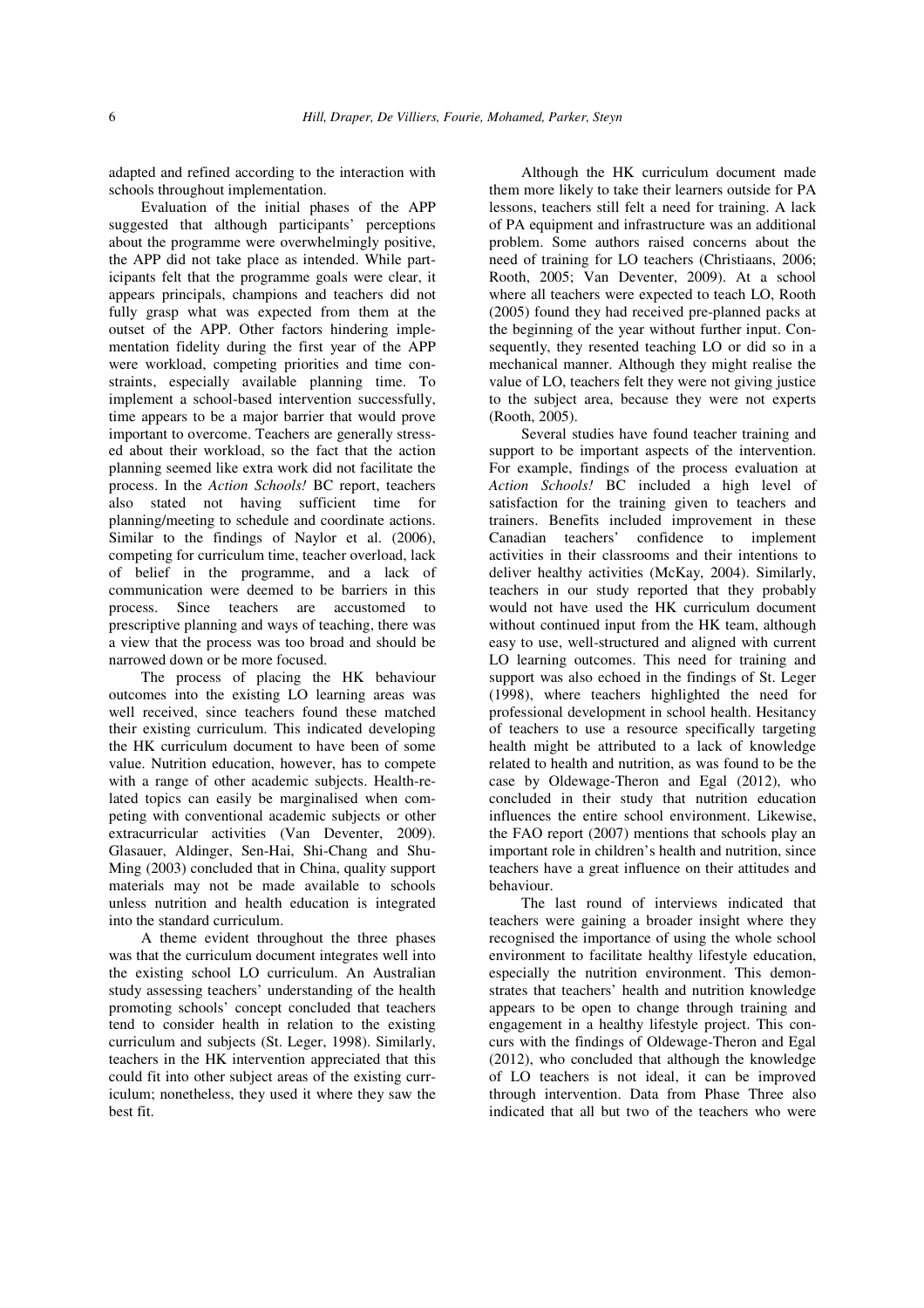adapted and refined according to the interaction with schools throughout implementation.

Evaluation of the initial phases of the APP suggested that although participants' perceptions about the programme were overwhelmingly positive, the APP did not take place as intended. While participants felt that the programme goals were clear, it appears principals, champions and teachers did not fully grasp what was expected from them at the outset of the APP. Other factors hindering implementation fidelity during the first year of the APP were workload, competing priorities and time constraints, especially available planning time. To implement a school-based intervention successfully, time appears to be a major barrier that would prove important to overcome. Teachers are generally stressed about their workload, so the fact that the action planning seemed like extra work did not facilitate the process. In the *Action Schools!* BC report, teachers also stated not having sufficient time for planning/meeting to schedule and coordinate actions. Similar to the findings of Naylor et al. (2006), competing for curriculum time, teacher overload, lack of belief in the programme, and a lack of communication were deemed to be barriers in this process. Since teachers are accustomed to prescriptive planning and ways of teaching, there was a view that the process was too broad and should be narrowed down or be more focused.

The process of placing the HK behaviour outcomes into the existing LO learning areas was well received, since teachers found these matched their existing curriculum. This indicated developing the HK curriculum document to have been of some value. Nutrition education, however, has to compete with a range of other academic subjects. Health-related topics can easily be marginalised when competing with conventional academic subjects or other extracurricular activities (Van Deventer, 2009). Glasauer, Aldinger, Sen-Hai, Shi-Chang and Shu-Ming (2003) concluded that in China, quality support materials may not be made available to schools unless nutrition and health education is integrated into the standard curriculum.

A theme evident throughout the three phases was that the curriculum document integrates well into the existing school LO curriculum. An Australian study assessing teachers' understanding of the health promoting schools' concept concluded that teachers tend to consider health in relation to the existing curriculum and subjects (St. Leger, 1998). Similarly, teachers in the HK intervention appreciated that this could fit into other subject areas of the existing curriculum; nonetheless, they used it where they saw the best fit.

Although the HK curriculum document made them more likely to take their learners outside for PA lessons, teachers still felt a need for training. A lack of PA equipment and infrastructure was an additional problem. Some authors raised concerns about the need of training for LO teachers (Christiaans, 2006; Rooth, 2005; Van Deventer, 2009). At a school where all teachers were expected to teach LO, Rooth (2005) found they had received pre-planned packs at the beginning of the year without further input. Consequently, they resented teaching LO or did so in a mechanical manner. Although they might realise the value of LO, teachers felt they were not giving justice to the subject area, because they were not experts (Rooth, 2005).

Several studies have found teacher training and support to be important aspects of the intervention. For example, findings of the process evaluation at *Action Schools!* BC included a high level of satisfaction for the training given to teachers and trainers. Benefits included improvement in these Canadian teachers' confidence to implement activities in their classrooms and their intentions to deliver healthy activities (McKay, 2004). Similarly, teachers in our study reported that they probably would not have used the HK curriculum document without continued input from the HK team, although easy to use, well-structured and aligned with current LO learning outcomes. This need for training and support was also echoed in the findings of St. Leger (1998), where teachers highlighted the need for professional development in school health. Hesitancy of teachers to use a resource specifically targeting health might be attributed to a lack of knowledge related to health and nutrition, as was found to be the case by Oldewage-Theron and Egal (2012), who concluded in their study that nutrition education influences the entire school environment. Likewise, the FAO report (2007) mentions that schools play an important role in children's health and nutrition, since teachers have a great influence on their attitudes and behaviour.

The last round of interviews indicated that teachers were gaining a broader insight where they recognised the importance of using the whole school environment to facilitate healthy lifestyle education, especially the nutrition environment. This demonstrates that teachers' health and nutrition knowledge appears to be open to change through training and engagement in a healthy lifestyle project. This concurs with the findings of Oldewage-Theron and Egal (2012), who concluded that although the knowledge of LO teachers is not ideal, it can be improved through intervention. Data from Phase Three also indicated that all but two of the teachers who were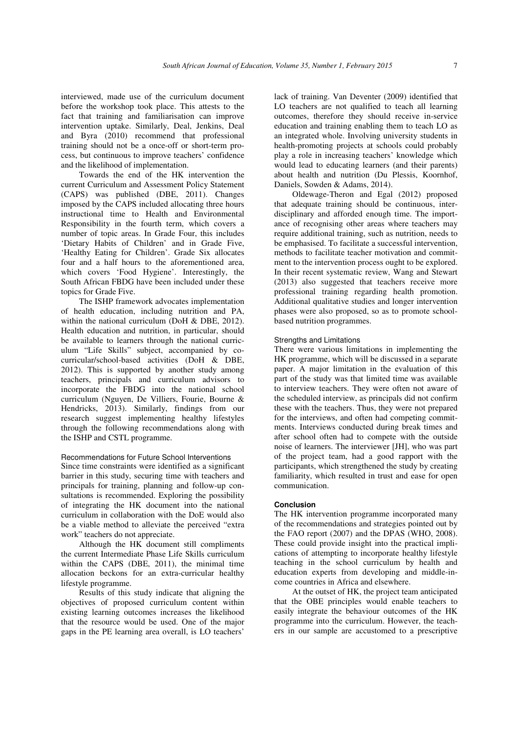interviewed, made use of the curriculum document before the workshop took place. This attests to the fact that training and familiarisation can improve intervention uptake. Similarly, Deal, Jenkins, Deal and Byra (2010) recommend that professional training should not be a once-off or short-term process, but continuous to improve teachers' confidence and the likelihood of implementation.

Towards the end of the HK intervention the current Curriculum and Assessment Policy Statement (CAPS) was published (DBE, 2011). Changes imposed by the CAPS included allocating three hours instructional time to Health and Environmental Responsibility in the fourth term, which covers a number of topic areas. In Grade Four, this includes 'Dietary Habits of Children' and in Grade Five, 'Healthy Eating for Children'. Grade Six allocates four and a half hours to the aforementioned area, which covers 'Food Hygiene'. Interestingly, the South African FBDG have been included under these topics for Grade Five.

The ISHP framework advocates implementation of health education, including nutrition and PA, within the national curriculum (DoH & DBE, 2012). Health education and nutrition, in particular, should be available to learners through the national curriculum "Life Skills" subject, accompanied by co-curricular/school-based activities (DoH & DBE, 2012). This is supported by another study among teachers, principals and curriculum advisors to incorporate the FBDG into the national school curriculum (Nguyen, De Villiers, Fourie, Bourne & Hendricks, 2013). Similarly, findings from our research suggest implementing healthy lifestyles through the following recommendations along with the ISHP and CSTL programme.

### Recommendations for Future School Interventions

Since time constraints were identified as a significant barrier in this study, securing time with teachers and principals for training, planning and follow-up consultations is recommended. Exploring the possibility of integrating the HK document into the national curriculum in collaboration with the DoE would also be a viable method to alleviate the perceived "extra work" teachers do not appreciate.

Although the HK document still compliments the current Intermediate Phase Life Skills curriculum within the CAPS (DBE, 2011), the minimal time allocation beckons for an extra-curricular healthy lifestyle programme.

Results of this study indicate that aligning the objectives of proposed curriculum content within existing learning outcomes increases the likelihood that the resource would be used. One of the major gaps in the PE learning area overall, is LO teachers' lack of training. Van Deventer (2009) identified that LO teachers are not qualified to teach all learning outcomes, therefore they should receive in-service education and training enabling them to teach LO as an integrated whole. Involving university students in health-promoting projects at schools could probably play a role in increasing teachers' knowledge which would lead to educating learners (and their parents) about health and nutrition (Du Plessis, Koornhof, Daniels, Sowden & Adams, 2014).

Oldewage-Theron and Egal (2012) proposed that adequate training should be continuous, interdisciplinary and afforded enough time. The importance of recognising other areas where teachers may require additional training, such as nutrition, needs to be emphasised. To facilitate a successful intervention, methods to facilitate teacher motivation and commitment to the intervention process ought to be explored. In their recent systematic review, Wang and Stewart (2013) also suggested that teachers receive more professional training regarding health promotion. Additional qualitative studies and longer intervention phases were also proposed, so as to promote school-based nutrition programmes.

### Strengths and Limitations

There were various limitations in implementing the HK programme, which will be discussed in a separate paper. A major limitation in the evaluation of this part of the study was that limited time was available to interview teachers. They were often not aware of the scheduled interview, as principals did not confirm these with the teachers. Thus, they were not prepared for the interviews, and often had competing commitments. Interviews conducted during break times and after school often had to compete with the outside noise of learners. The interviewer [JH], who was part of the project team, had a good rapport with the participants, which strengthened the study by creating familiarity, which resulted in trust and ease for open communication.

## Conclusion

The HK intervention programme incorporated many of the recommendations and strategies pointed out by the FAO report (2007) and the DPAS (WHO, 2008). These could provide insight into the practical implications of attempting to incorporate healthy lifestyle teaching in the school curriculum by health and education experts from developing and middle-income countries in Africa and elsewhere.

At the outset of HK, the project team anticipated that the OBE principles would enable teachers to easily integrate the behaviour outcomes of the HK programme into the curriculum. However, the teachers in our sample are accustomed to a prescriptive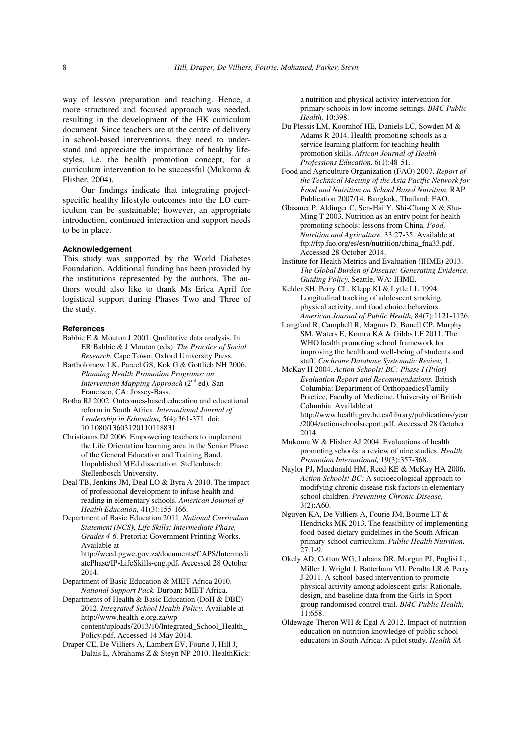way of lesson preparation and teaching. Hence, a more structured and focused approach was needed, resulting in the development of the HK curriculum document. Since teachers are at the centre of delivery in school-based interventions, they need to understand and appreciate the importance of healthy lifestyles, i.e. the health promotion concept, for a curriculum intervention to be successful (Mukoma & Flisher, 2004).

Our findings indicate that integrating project-specific healthy lifestyle outcomes into the LO curriculum can be sustainable; however, an appropriate introduction, continued interaction and support needs to be in place.

#### Acknowledgement

This study was supported by the World Diabetes Foundation. Additional funding has been provided by the institutions represented by the authors. The authors would also like to thank Ms Erica April for logistical support during Phases Two and Three of the study.

#### References

Babbie E & Mouton J 2001. Qualitative data analysis. In ER Babbie & J Mouton (eds). *The Practice of Social Research.* Cape Town: Oxford University Press.

Bartholomew LK, Parcel GS, Kok G & Gottlieb NH 2006. *Planning Health Promotion Programs: an Intervention Mapping Approach* (2nd ed). San Francisco, CA: Jossey-Bass.

Botha RJ 2002. Outcomes-based education and educational reform in South Africa. *International Journal of Leadership in Education,* 5(4):361-371. doi: 10.1080/13603120110118831

Christiaans DJ 2006. Empowering teachers to implement the Life Orientation learning area in the Senior Phase of the General Education and Training Band. Unpublished MEd dissertation. Stellenbosch: Stellenbosch University.

Deal TB, Jenkins JM, Deal LO & Byra A 2010. The impact of professional development to infuse health and reading in elementary schools. *American Journal of Health Education,* 41(3):155-166.

Department of Basic Education 2011. *National Curriculum Statement (NCS), Life Skills: Intermediate Phase, Grades 4-6.* Pretoria: Government Printing Works. Available at http://wced.pgwc.gov.za/documents/CAPS/IntermediatePhase/IP-LifeSkills-eng.pdf. Accessed 28 October 2014.

Department of Basic Education & MIET Africa 2010. *National Support Pack.* Durban: MIET Africa.

Departments of Health & Basic Education (DoH & DBE) 2012. *Integrated School Health Policy.* Available at http://www.health-e.org.za/wp-content/uploads/2013/10/Integrated_School_Health_Policy.pdf. Accessed 14 May 2014.

Draper CE, De Villiers A, Lambert EV, Fourie J, Hill J, Dalais L, Abrahams Z & Steyn NP 2010. HealthKick: a nutrition and physical activity intervention for primary schools in low-income settings. *BMC Public Health,* 10:398.

Du Plessis LM, Koornhof HE, Daniels LC, Sowden M & Adams R 2014. Health-promoting schools as a service learning platform for teaching health-promotion skills. *African Journal of Health Professions Education,* 6(1):48-51.

Food and Agriculture Organization (FAO) 2007. *Report of the Technical Meeting of the Asia Pacific Network for Food and Nutrition on School Based Nutrition.* RAP Publication 2007/14. Bangkok, Thailand: FAO.

Glasauer P, Aldinger C, Sen-Hai Y, Shi-Chang X & Shu-Ming T 2003. Nutrition as an entry point for health promoting schools: lessons from China. *Food, Nutrition and Agriculture,* 33:27-35. Available at ftp://ftp.fao.org/es/esn/nutrition/china_fna33.pdf. Accessed 28 October 2014.

Institute for Health Metrics and Evaluation (IHME) 2013. *The Global Burden of Disease: Generating Evidence, Guiding Policy.* Seattle, WA: IHME.

Kelder SH, Perry CL, Klepp KI & Lytle LL 1994. Longitudinal tracking of adolescent smoking, physical activity, and food choice behaviors. *American Journal of Public Health,* 84(7):1121-1126.

Langford R, Campbell R, Magnus D, Bonell CP, Murphy SM, Waters E, Komro KA & Gibbs LF 2011. The WHO health promoting school framework for improving the health and well-being of students and staff. *Cochrane Database Systematic Review,* 1.

McKay H 2004. *Action Schools! BC: Phase I (Pilot) Evaluation Report and Recommendations.* British Columbia: Department of Orthopaedics/Family Practice, Faculty of Medicine, University of British Columbia. Available at http://www.health.gov.bc.ca/library/publications/year/2004/actionschoolsreport.pdf. Accessed 28 October 2014.

Mukoma W & Flisher AJ 2004. Evaluations of health promoting schools: a review of nine studies. *Health Promotion International,* 19(3):357-368.

Naylor PJ, Macdonald HM, Reed KE & McKay HA 2006. *Action Schools! BC:* A socioecological approach to modifying chronic disease risk factors in elementary school children. *Preventing Chronic Disease,* 3(2):A60.

Nguyen KA, De Villiers A, Fourie JM, Bourne LT & Hendricks MK 2013. The feasibility of implementing food-based dietary guidelines in the South African primary-school curriculum. *Public Health Nutrition,* 27:1-9.

Okely AD, Cotton WG, Lubans DR, Morgan PJ, Puglisi L, Miller J, Wright J, Batterham MJ, Peralta LR & Perry J 2011. A school-based intervention to promote physical activity among adolescent girls: Rationale, design, and baseline data from the Girls in Sport group randomised control trail. *BMC Public Health,* 11:658.

Oldewage-Theron WH & Egal A 2012. Impact of nutrition education on nutrition knowledge of public school educators in South Africa: A pilot study. *Health SA*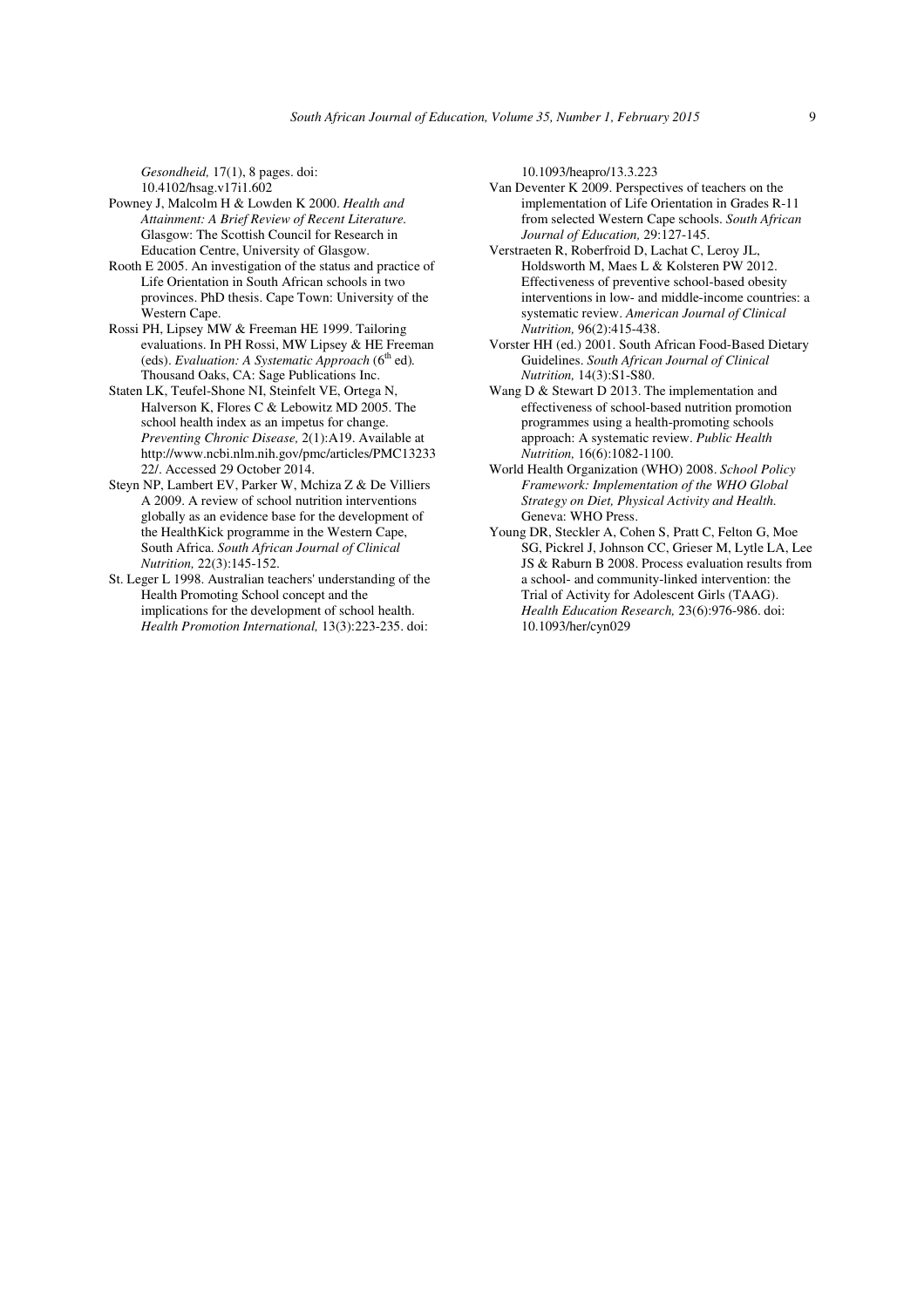*Gesondheid,* 17(1), 8 pages. doi: 10.4102/hsag.v17i1.602

Powney J, Malcolm H & Lowden K 2000. *Health and Attainment: A Brief Review of Recent Literature.* Glasgow: The Scottish Council for Research in Education Centre, University of Glasgow.

Rooth E 2005. An investigation of the status and practice of Life Orientation in South African schools in two provinces. PhD thesis. Cape Town: University of the Western Cape.

Rossi PH, Lipsey MW & Freeman HE 1999. Tailoring evaluations. In PH Rossi, MW Lipsey & HE Freeman (eds). *Evaluation: A Systematic Approach* (6th ed). Thousand Oaks, CA: Sage Publications Inc.

Staten LK, Teufel-Shone NI, Steinfelt VE, Ortega N, Halverson K, Flores C & Lebowitz MD 2005. The school health index as an impetus for change. *Preventing Chronic Disease,* 2(1):A19. Available at http://www.ncbi.nlm.nih.gov/pmc/articles/PMC1323322/. Accessed 29 October 2014.

Steyn NP, Lambert EV, Parker W, Mchiza Z & De Villiers A 2009. A review of school nutrition interventions globally as an evidence base for the development of the HealthKick programme in the Western Cape, South Africa. *South African Journal of Clinical Nutrition,* 22(3):145-152.

St. Leger L 1998. Australian teachers' understanding of the Health Promoting School concept and the implications for the development of school health. *Health Promotion International,* 13(3):223-235. doi: 10.1093/heapro/13.3.223

Van Deventer K 2009. Perspectives of teachers on the implementation of Life Orientation in Grades R-11 from selected Western Cape schools. *South African Journal of Education,* 29:127-145.

Verstraeten R, Roberfroid D, Lachat C, Leroy JL, Holdsworth M, Maes L & Kolsteren PW 2012. Effectiveness of preventive school-based obesity interventions in low- and middle-income countries: a systematic review. *American Journal of Clinical Nutrition,* 96(2):415-438.

Vorster HH (ed.) 2001. South African Food-Based Dietary Guidelines. *South African Journal of Clinical Nutrition,* 14(3):S1-S80.

Wang D & Stewart D 2013. The implementation and effectiveness of school-based nutrition promotion programmes using a health-promoting schools approach: A systematic review. *Public Health Nutrition,* 16(6):1082-1100.

World Health Organization (WHO) 2008. *School Policy Framework: Implementation of the WHO Global Strategy on Diet, Physical Activity and Health.* Geneva: WHO Press.

Young DR, Steckler A, Cohen S, Pratt C, Felton G, Moe SG, Pickrel J, Johnson CC, Grieser M, Lytle LA, Lee JS & Raburn B 2008. Process evaluation results from a school- and community-linked intervention: the Trial of Activity for Adolescent Girls (TAAG). *Health Education Research,* 23(6):976-986. doi: 10.1093/her/cyn029